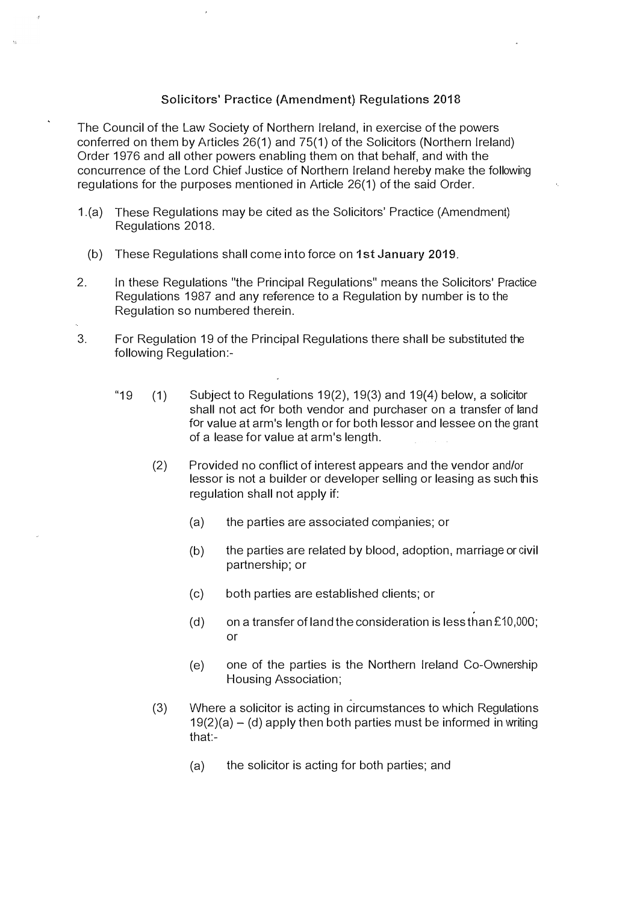# Solicitors' Practice (Amendment) Regulations 2018

The Council of the Law Society of Northern Ireland, in exercise of the powers conferred on them by Articles 26(1) and 75(1) of the Solicitors (Northern Ireland) Order 1976 and all other powers enabling them on that behalf, and with the concurrence of the Lord Chief Justice of Northern Ireland hereby make the following regulations for the purposes mentioned in Article 26(1) of the said Order.

1.(a) These Regulations may be cited as the Solicitors' Practice (Amendment) Regulations 2018.

(b) These Regulations shall come into force on **1st January 2019**.

2. In these Regulations "the Principal Regulations" means the Solicitors' Practice Regulations 1987 and any reference to a Regulation by number is to the Regulation so numbered therein.

3. For Regulation 19 of the Principal Regulations there shall be substituted the following Regulation:-

"19 (1) Subject to Regulations 19(2), 19(3) and 19(4) below, a solicitor shall not act for both vendor and purchaser on a transfer of land for value at arm's length or for both lessor and lessee on the grant of a lease for value at arm's length.

(2) Provided no conflict of interest appears and the vendor and/or lessor is not a builder or developer selling or leasing as such this regulation shall not apply if:

(a) the parties are associated companies; or

(b) the parties are related by blood, adoption, marriage or civil partnership; or

(c) both parties are established clients; or

(d) on a transfer of land the consideration is less than £10,000; or

(e) one of the parties is the Northern Ireland Co-Ownership Housing Association;

(3) Where a solicitor is acting in circumstances to which Regulations 19(2)(a) – (d) apply then both parties must be informed in writing that:-

(a) the solicitor is acting for both parties; and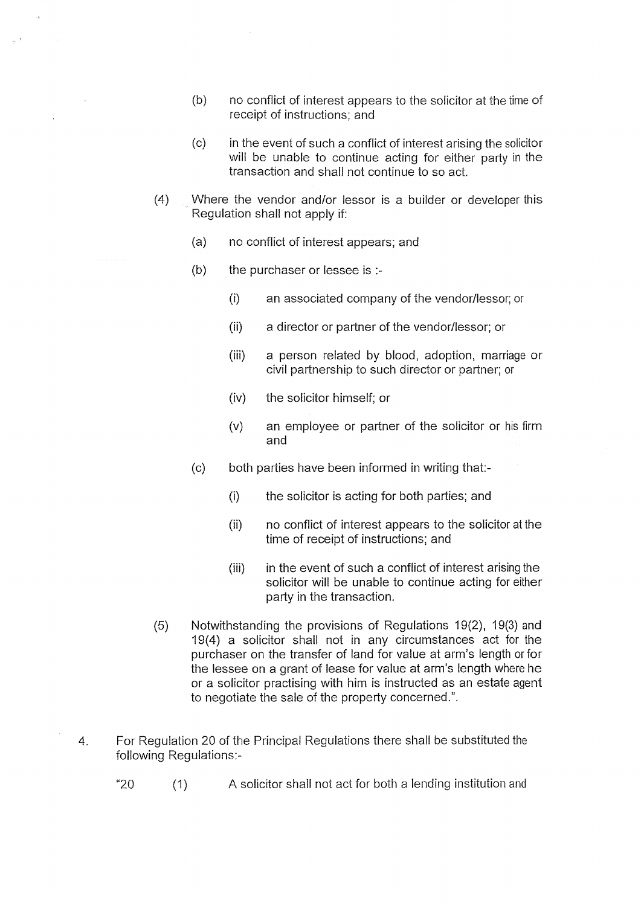(b) no conflict of interest appears to the solicitor at the time of receipt of instructions; and

(c) in the event of such a conflict of interest arising the solicitor will be unable to continue acting for either party in the transaction and shall not continue to so act.

(4) Where the vendor and/or lessor is a builder or developer this Regulation shall not apply if:

(a) no conflict of interest appears; and

(b) the purchaser or lessee is :-

(i) an associated company of the vendor/lessor; or

(ii) a director or partner of the vendor/lessor; or

(iii) a person related by blood, adoption, marriage or civil partnership to such director or partner; or

(iv) the solicitor himself; or

(v) an employee or partner of the solicitor or his firm and

(c) both parties have been informed in writing that:-

(i) the solicitor is acting for both parties; and

(ii) no conflict of interest appears to the solicitor at the time of receipt of instructions; and

(iii) in the event of such a conflict of interest arising the solicitor will be unable to continue acting for either party in the transaction.

(5) Notwithstanding the provisions of Regulations 19(2), 19(3) and 19(4) a solicitor shall not in any circumstances act for the purchaser on the transfer of land for value at arm's length or for the lessee on a grant of lease for value at arm's length where he or a solicitor practising with him is instructed as an estate agent to negotiate the sale of the property concerned.".

4. For Regulation 20 of the Principal Regulations there shall be substituted the following Regulations:-

"20 (1) A solicitor shall not act for both a lending institution and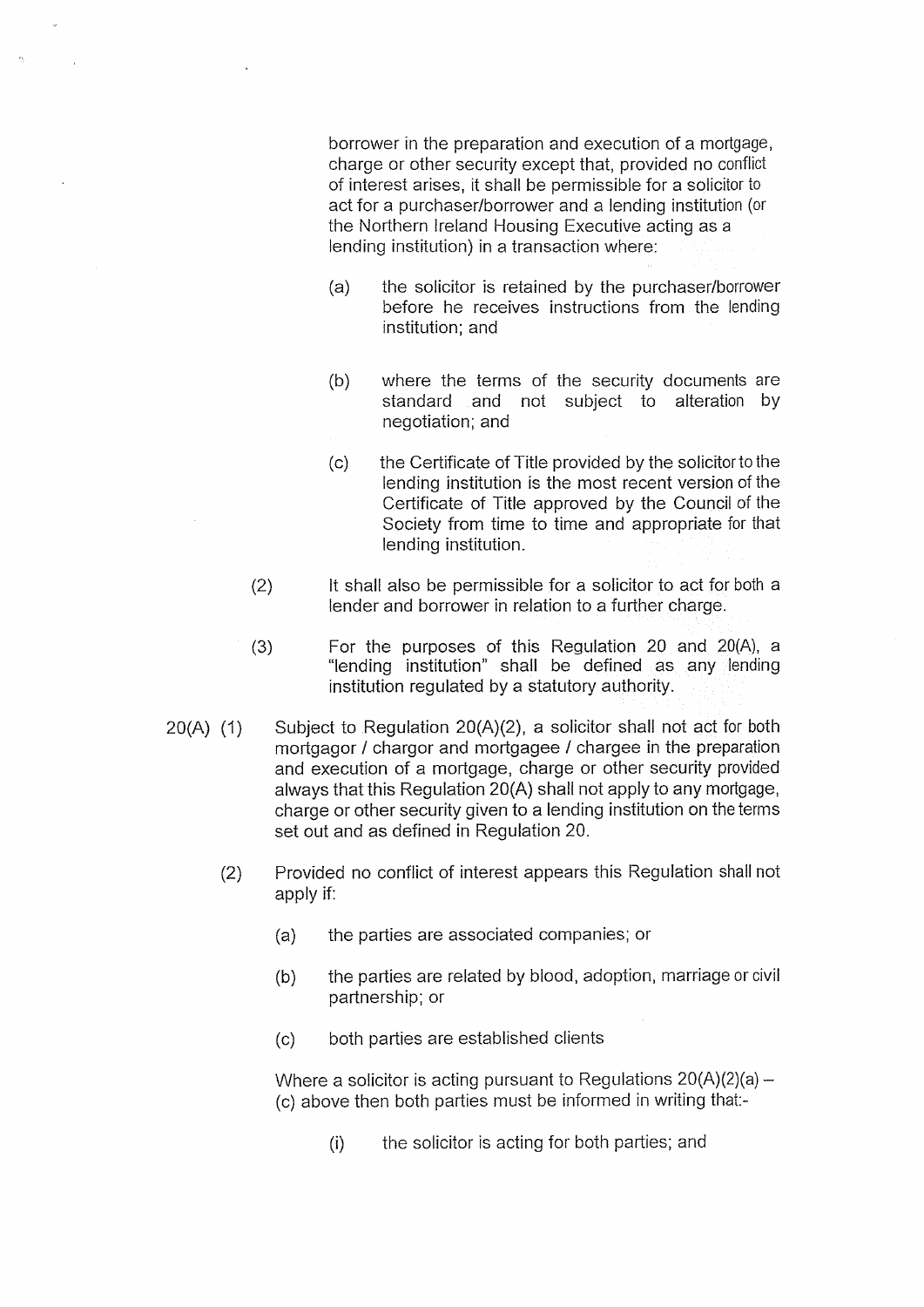borrower in the preparation and execution of a mortgage, charge or other security except that, provided no conflict of interest arises, it shall be permissible for a solicitor to act for a purchaser/borrower and a lending institution (or the Northern Ireland Housing Executive acting as a lending institution) in a transaction where:

(a) the solicitor is retained by the purchaser/borrower before he receives instructions from the lending institution; and

(b) where the terms of the security documents are standard and not subject to alteration by negotiation; and

(c) the Certificate of Title provided by the solicitor to the lending institution is the most recent version of the Certificate of Title approved by the Council of the Society from time to time and appropriate for that lending institution.

(2) It shall also be permissible for a solicitor to act for both a lender and borrower in relation to a further charge.

(3) For the purposes of this Regulation 20 and 20(A), a "lending institution" shall be defined as any lending institution regulated by a statutory authority.

20(A) (1) Subject to Regulation 20(A)(2), a solicitor shall not act for both mortgagor / chargor and mortgagee / chargee in the preparation and execution of a mortgage, charge or other security provided always that this Regulation 20(A) shall not apply to any mortgage, charge or other security given to a lending institution on the terms set out and as defined in Regulation 20.

(2) Provided no conflict of interest appears this Regulation shall not apply if:

(a) the parties are associated companies; or

(b) the parties are related by blood, adoption, marriage or civil partnership; or

(c) both parties are established clients

Where a solicitor is acting pursuant to Regulations 20(A)(2)(a) – (c) above then both parties must be informed in writing that:-

(i) the solicitor is acting for both parties; and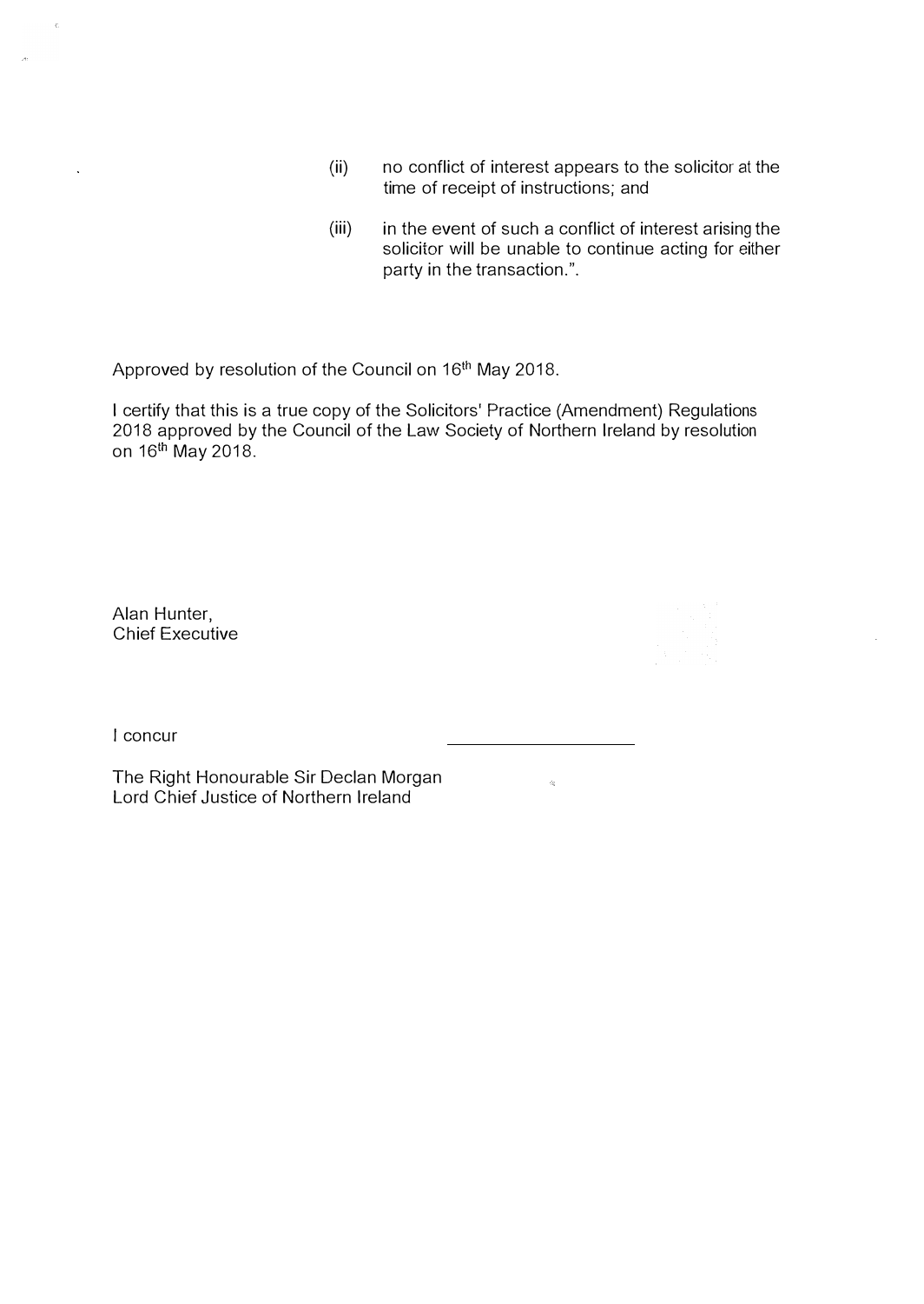(ii) no conflict of interest appears to the solicitor at the time of receipt of instructions; and

(iii) in the event of such a conflict of interest arising the solicitor will be unable to continue acting for either party in the transaction.".

Approved by resolution of the Council on 16th May 2018.

I certify that this is a true copy of the Solicitors' Practice (Amendment) Regulations 2018 approved by the Council of the Law Society of Northern Ireland by resolution on 16th May 2018.

Alan Hunter,
Chief Executive

I concur ____________________

The Right Honourable Sir Declan Morgan
Lord Chief Justice of Northern Ireland